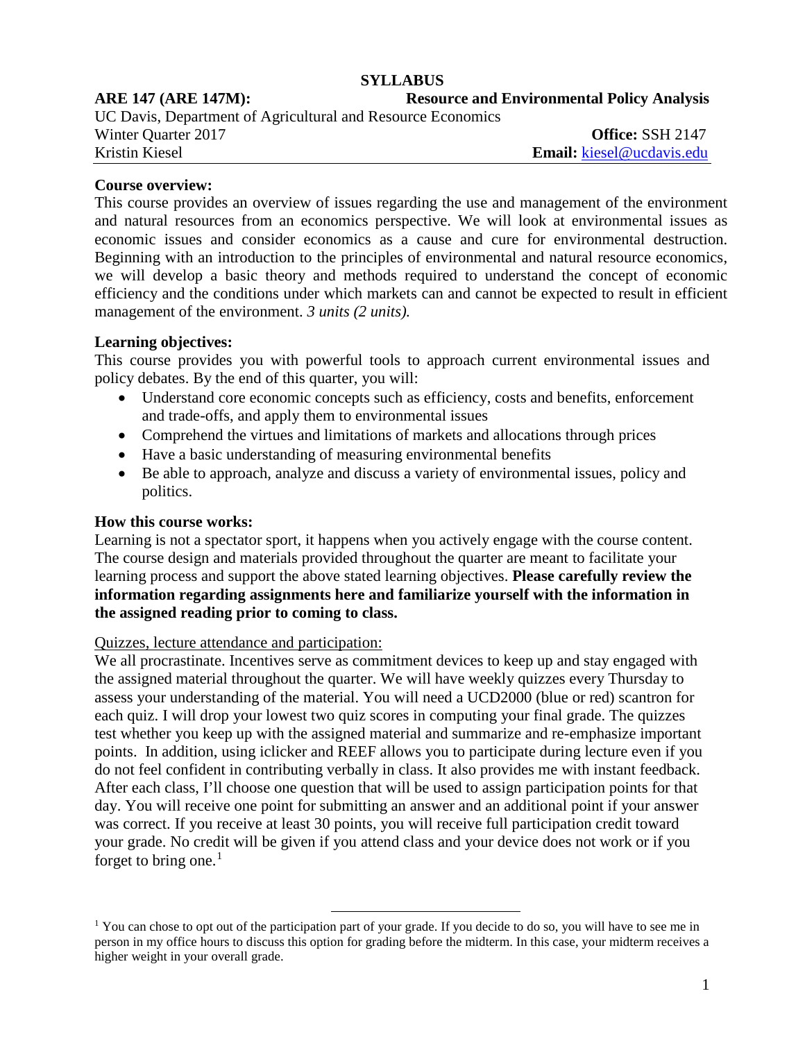# SYLLABUS

**ARE 147 (ARE 147M):** **Resource and Environmental Policy Analysis**

UC Davis, Department of Agricultural and Resource Economics

Winter Quarter 2017 **Office:** SSH 2147

Kristin Kiesel **Email:** kiesel@ucdavis.edu

**Course overview:**

This course provides an overview of issues regarding the use and management of the environment and natural resources from an economics perspective. We will look at environmental issues as economic issues and consider economics as a cause and cure for environmental destruction. Beginning with an introduction to the principles of environmental and natural resource economics, we will develop a basic theory and methods required to understand the concept of economic efficiency and the conditions under which markets can and cannot be expected to result in efficient management of the environment. *3 units (2 units).*

**Learning objectives:**

This course provides you with powerful tools to approach current environmental issues and policy debates. By the end of this quarter, you will:

- Understand core economic concepts such as efficiency, costs and benefits, enforcement and trade-offs, and apply them to environmental issues
- Comprehend the virtues and limitations of markets and allocations through prices
- Have a basic understanding of measuring environmental benefits
- Be able to approach, analyze and discuss a variety of environmental issues, policy and politics.

**How this course works:**

Learning is not a spectator sport, it happens when you actively engage with the course content. The course design and materials provided throughout the quarter are meant to facilitate your learning process and support the above stated learning objectives. **Please carefully review the information regarding assignments here and familiarize yourself with the information in the assigned reading prior to coming to class.**

Quizzes, lecture attendance and participation:

We all procrastinate. Incentives serve as commitment devices to keep up and stay engaged with the assigned material throughout the quarter. We will have weekly quizzes every Thursday to assess your understanding of the material. You will need a UCD2000 (blue or red) scantron for each quiz. I will drop your lowest two quiz scores in computing your final grade. The quizzes test whether you keep up with the assigned material and summarize and re-emphasize important points. In addition, using iclicker and REEF allows you to participate during lecture even if you do not feel confident in contributing verbally in class. It also provides me with instant feedback. After each class, I'll choose one question that will be used to assign participation points for that day. You will receive one point for submitting an answer and an additional point if your answer was correct. If you receive at least 30 points, you will receive full participation credit toward your grade. No credit will be given if you attend class and your device does not work or if you forget to bring one.[1]

[1] You can chose to opt out of the participation part of your grade. If you decide to do so, you will have to see me in person in my office hours to discuss this option for grading before the midterm. In this case, your midterm receives a higher weight in your overall grade.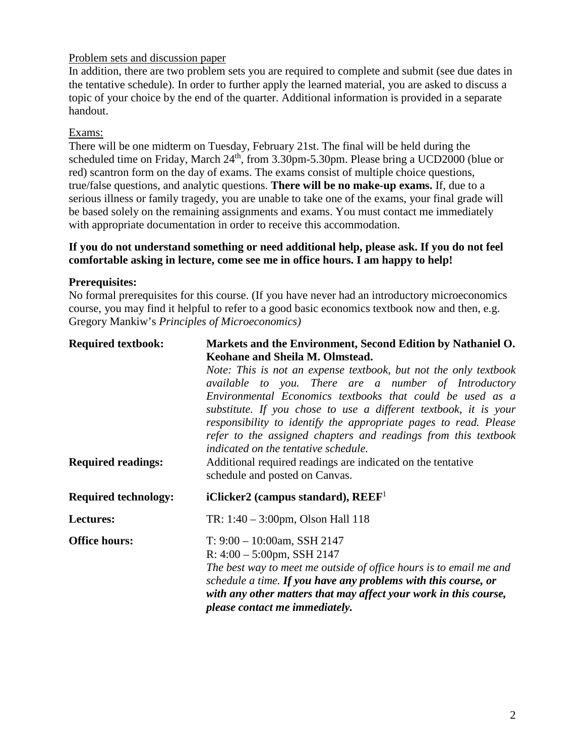Problem sets and discussion paper

In addition, there are two problem sets you are required to complete and submit (see due dates in the tentative schedule). In order to further apply the learned material, you are asked to discuss a topic of your choice by the end of the quarter. Additional information is provided in a separate handout.

Exams:

There will be one midterm on Tuesday, February 21st. The final will be held during the scheduled time on Friday, March 24th, from 3.30pm-5.30pm. Please bring a UCD2000 (blue or red) scantron form on the day of exams. The exams consist of multiple choice questions, true/false questions, and analytic questions. **There will be no make-up exams.** If, due to a serious illness or family tragedy, you are unable to take one of the exams, your final grade will be based solely on the remaining assignments and exams. You must contact me immediately with appropriate documentation in order to receive this accommodation.

**If you do not understand something or need additional help, please ask. If you do not feel comfortable asking in lecture, come see me in office hours. I am happy to help!**

**Prerequisites:**

No formal prerequisites for this course. (If you have never had an introductory microeconomics course, you may find it helpful to refer to a good basic economics textbook now and then, e.g. Gregory Mankiw's *Principles of Microeconomics)*

**Required textbook:** **Markets and the Environment, Second Edition by Nathaniel O. Keohane and Sheila M. Olmstead.**
*Note: This is not an expense textbook, but not the only textbook available to you. There are a number of Introductory Environmental Economics textbooks that could be used as a substitute. If you chose to use a different textbook, it is your responsibility to identify the appropriate pages to read. Please refer to the assigned chapters and readings from this textbook indicated on the tentative schedule.*

**Required readings:** Additional required readings are indicated on the tentative schedule and posted on Canvas.

**Required technology:** **iClicker2 (campus standard), REEF**[1]

**Lectures:** TR: 1:40 – 3:00pm, Olson Hall 118

**Office hours:** T: 9:00 – 10:00am, SSH 2147
R: 4:00 – 5:00pm, SSH 2147
*The best way to meet me outside of office hours is to email me and schedule a time.* ***If you have any problems with this course, or with any other matters that may affect your work in this course, please contact me immediately.***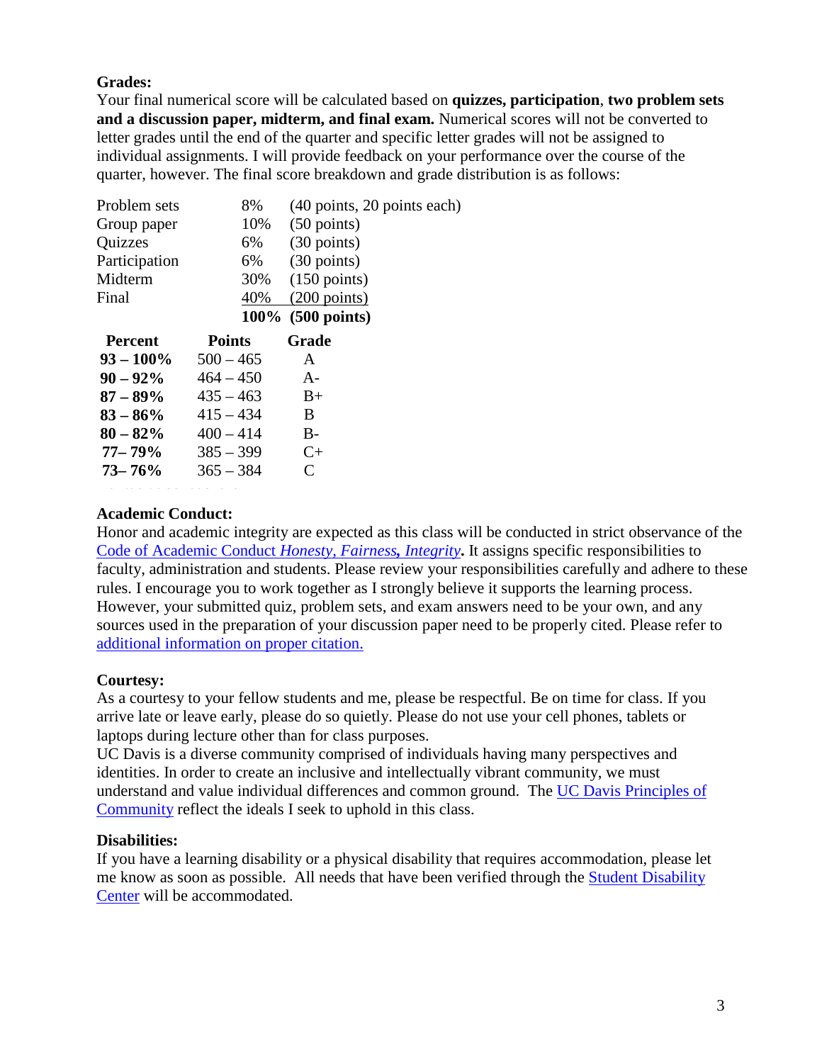**Grades:**
Your final numerical score will be calculated based on **quizzes, participation**, **two problem sets and a discussion paper, midterm, and final exam.** Numerical scores will not be converted to letter grades until the end of the quarter and specific letter grades will not be assigned to individual assignments. I will provide feedback on your performance over the course of the quarter, however. The final score breakdown and grade distribution is as follows:

| | | |
|---|---|---|
| Problem sets | 8% | (40 points, 20 points each) |
| Group paper | 10% | (50 points) |
| Quizzes | 6% | (30 points) |
| Participation | 6% | (30 points) |
| Midterm | 30% | (150 points) |
| Final | 40% | (200 points) |
| | **100%** | **(500 points)** |

| Percent | Points | Grade |
|---|---|---|
| **93 – 100%** | 500 – 465 | A |
| **90 – 92%** | 464 – 450 | A- |
| **87 – 89%** | 435 – 463 | B+ |
| **83 – 86%** | 415 – 434 | B |
| **80 – 82%** | 400 – 414 | B- |
| **77– 79%** | 385 – 399 | C+ |
| **73– 76%** | 365 – 384 | C |

**Academic Conduct:**
Honor and academic integrity are expected as this class will be conducted in strict observance of the Code of Academic Conduct *Honesty, Fairness, Integrity*. It assigns specific responsibilities to faculty, administration and students. Please review your responsibilities carefully and adhere to these rules. I encourage you to work together as I strongly believe it supports the learning process. However, your submitted quiz, problem sets, and exam answers need to be your own, and any sources used in the preparation of your discussion paper need to be properly cited. Please refer to additional information on proper citation.

**Courtesy:**
As a courtesy to your fellow students and me, please be respectful. Be on time for class. If you arrive late or leave early, please do so quietly. Please do not use your cell phones, tablets or laptops during lecture other than for class purposes.
UC Davis is a diverse community comprised of individuals having many perspectives and identities. In order to create an inclusive and intellectually vibrant community, we must understand and value individual differences and common ground. The UC Davis Principles of Community reflect the ideals I seek to uphold in this class.

**Disabilities:**
If you have a learning disability or a physical disability that requires accommodation, please let me know as soon as possible. All needs that have been verified through the Student Disability Center will be accommodated.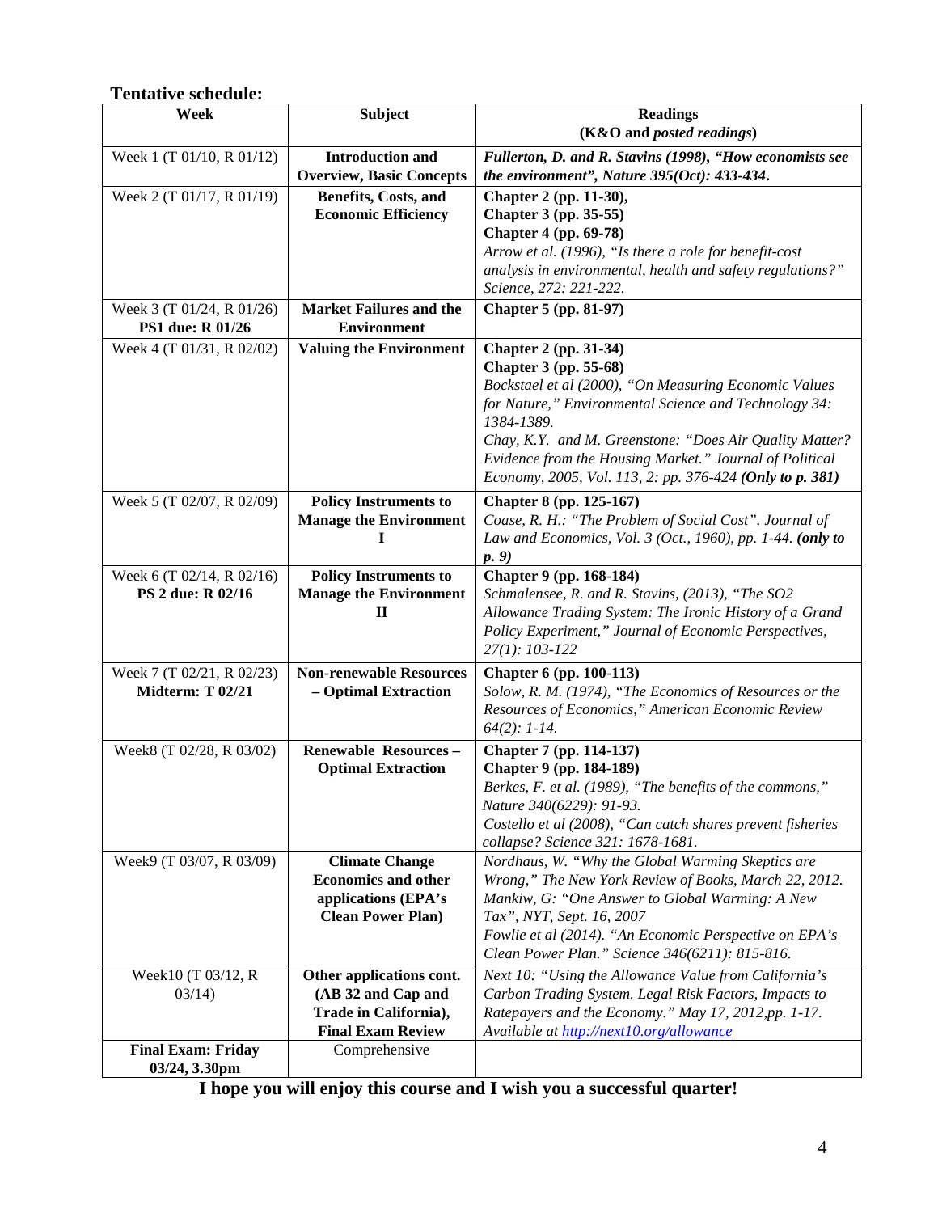**Tentative schedule:**

| Week | Subject | Readings<br>(K&O and *posted readings*) |
|---|---|---|
| Week 1 (T 01/10, R 01/12) | **Introduction and Overview, Basic Concepts** | ***Fullerton, D. and R. Stavins (1998), "How economists see the environment", Nature 395(Oct): 433-434*****.** |
| Week 2 (T 01/17, R 01/19) | **Benefits, Costs, and Economic Efficiency** | **Chapter 2 (pp. 11-30),**<br>**Chapter 3 (pp. 35-55)**<br>**Chapter 4 (pp. 69-78)**<br>*Arrow et al. (1996), "Is there a role for benefit-cost analysis in environmental, health and safety regulations?" Science, 272: 221-222.* |
| Week 3 (T 01/24, R 01/26)<br>**PS1 due: R 01/26** | **Market Failures and the Environment** | **Chapter 5 (pp. 81-97)** |
| Week 4 (T 01/31, R 02/02) | **Valuing the Environment** | **Chapter 2 (pp. 31-34)**<br>**Chapter 3 (pp. 55-68)**<br>*Bockstael et al (2000), "On Measuring Economic Values for Nature," Environmental Science and Technology 34: 1384-1389.*<br>*Chay, K.Y. and M. Greenstone: "Does Air Quality Matter? Evidence from the Housing Market." Journal of Political Economy, 2005, Vol. 113, 2: pp. 376-424* ***(Only to p. 381)*** |
| Week 5 (T 02/07, R 02/09) | **Policy Instruments to Manage the Environment I** | **Chapter 8 (pp. 125-167)**<br>*Coase, R. H.: "The Problem of Social Cost". Journal of Law and Economics, Vol. 3 (Oct., 1960), pp. 1-44.* ***(only to p. 9)*** |
| Week 6 (T 02/14, R 02/16)<br>**PS 2 due: R 02/16** | **Policy Instruments to Manage the Environment II** | **Chapter 9 (pp. 168-184)**<br>*Schmalensee, R. and R. Stavins, (2013), "The SO2 Allowance Trading System: The Ironic History of a Grand Policy Experiment," Journal of Economic Perspectives, 27(1): 103-122* |
| Week 7 (T 02/21, R 02/23)<br>**Midterm: T 02/21** | **Non-renewable Resources – Optimal Extraction** | **Chapter 6 (pp. 100-113)**<br>*Solow, R. M. (1974), "The Economics of Resources or the Resources of Economics," American Economic Review 64(2): 1-14.* |
| Week8 (T 02/28, R 03/02) | **Renewable Resources – Optimal Extraction** | **Chapter 7 (pp. 114-137)**<br>**Chapter 9 (pp. 184-189)**<br>*Berkes, F. et al. (1989), "The benefits of the commons," Nature 340(6229): 91-93.*<br>*Costello et al (2008), "Can catch shares prevent fisheries collapse? Science 321: 1678-1681.* |
| Week9 (T 03/07, R 03/09) | **Climate Change Economics and other applications (EPA's Clean Power Plan)** | *Nordhaus, W. "Why the Global Warming Skeptics are Wrong," The New York Review of Books, March 22, 2012.*<br>*Mankiw, G: "One Answer to Global Warming: A New Tax", NYT, Sept. 16, 2007*<br>*Fowlie et al (2014). "An Economic Perspective on EPA's Clean Power Plan." Science 346(6211): 815-816.* |
| Week10 (T 03/12, R 03/14) | **Other applications cont. (AB 32 and Cap and Trade in California), Final Exam Review** | *Next 10: "Using the Allowance Value from California's Carbon Trading System. Legal Risk Factors, Impacts to Ratepayers and the Economy." May 17, 2012,pp. 1-17. Available at http://next10.org/allowance* |
| **Final Exam: Friday 03/24, 3.30pm** | Comprehensive | |

**I hope you will enjoy this course and I wish you a successful quarter!**